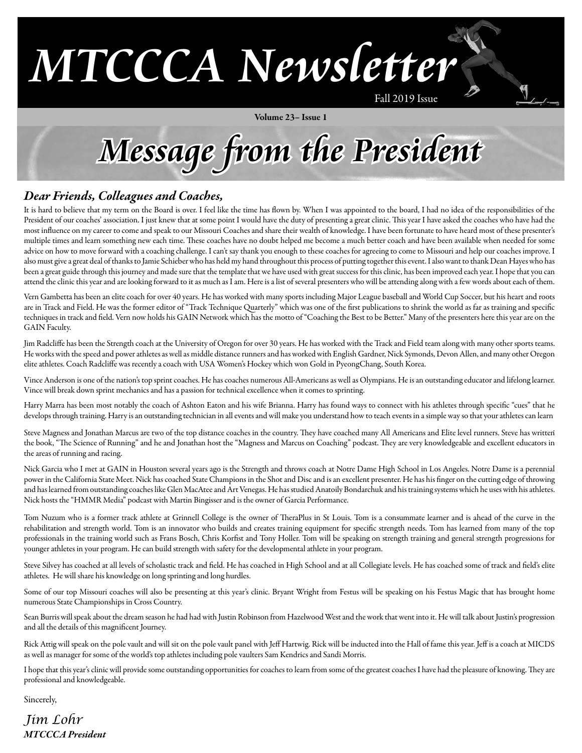# MTCCCA Newsletter

Fall 2019 Issue

**Volume 23– Issue 1**

# Message from the President

## *Dear Friends, Colleagues and Coaches,*

It is hard to believe that my term on the Board is over. I feel like the time has flown by. When I was appointed to the board, I had no idea of the responsibilities of the President of our coaches' association. I just knew that at some point I would have the duty of presenting a great clinic. This year I have asked the coaches who have had the most influence on my career to come and speak to our Missouri Coaches and share their wealth of knowledge. I have been fortunate to have heard most of these presenter's multiple times and learn something new each time. These coaches have no doubt helped me become a much better coach and have been available when needed for some advice on how to move forward with a coaching challenge. I can't say thank you enough to these coaches for agreeing to come to Missouri and help our coaches improve. I also must give a great deal of thanks to Jamie Schieber who has held my hand throughout this process of putting together this event. I also want to thank Dean Hayes who has been a great guide through this journey and made sure that the template that we have used with great success for this clinic, has been improved each year. I hope that you can attend the clinic this year and are looking forward to it as much as I am. Here is a list of several presenters who will be attending along with a few words about each of them.

Vern Gambetta has been an elite coach for over 40 years. He has worked with many sports including Major League baseball and World Cup Soccer, but his heart and roots are in Track and Field. He was the former editor of "Track Technique Quarterly" which was one of the first publications to shrink the world as far as training and specific techniques in track and field. Vern now holds his GAIN Network which has the motto of "Coaching the Best to be Better." Many of the presenters here this year are on the GAIN Faculty.

Jim Radcliffe has been the Strength coach at the University of Oregon for over 30 years. He has worked with the Track and Field team along with many other sports teams. He works with the speed and power athletes as well as middle distance runners and has worked with English Gardner, Nick Symonds, Devon Allen, and many other Oregon elite athletes. Coach Radcliffe was recently a coach with USA Women's Hockey which won Gold in PyeongChang, South Korea.

Vince Anderson is one of the nation's top sprint coaches. He has coaches numerous All-Americans as well as Olympians. He is an outstanding educator and lifelong learner. Vince will break down sprint mechanics and has a passion for technical excellence when it comes to sprinting.

Harry Marra has been most notably the coach of Ashton Eaton and his wife Brianna. Harry has found ways to connect with his athletes through specific "cues" that he develops through training. Harry is an outstanding technician in all events and will make you understand how to teach events in a simple way so that your athletes can learn

Steve Magness and Jonathan Marcus are two of the top distance coaches in the country. They have coached many All Americans and Elite level runners. Steve has written the book, "The Science of Running" and he and Jonathan host the "Magness and Marcus on Coaching" podcast. They are very knowledgeable and excellent educators in the areas of running and racing.

Nick Garcia who I met at GAIN in Houston several years ago is the Strength and throws coach at Notre Dame High School in Los Angeles. Notre Dame is a perennial power in the California State Meet. Nick has coached State Champions in the Shot and Disc and is an excellent presenter. He has his finger on the cutting edge of throwing and has learned from outstanding coaches like Glen MacAtee and Art Venegas. He has studied Anatoily Bondarchuk and his training systems which he uses with his athletes. Nick hosts the "HMMR Media" podcast with Martin Bingisser and is the owner of Garcia Performance.

Tom Nuzum who is a former track athlete at Grinnell College is the owner of TheraPlus in St Louis. Tom is a consummate learner and is ahead of the curve in the rehabilitation and strength world. Tom is an innovator who builds and creates training equipment for specific strength needs. Tom has learned from many of the top professionals in the training world such as Frans Bosch, Chris Korfist and Tony Holler. Tom will be speaking on strength training and general strength progressions for younger athletes in your program. He can build strength with safety for the developmental athlete in your program.

Steve Silvey has coached at all levels of scholastic track and field. He has coached in High School and at all Collegiate levels. He has coached some of track and field's elite athletes. He will share his knowledge on long sprinting and long hurdles.

Some of our top Missouri coaches will also be presenting at this year's clinic. Bryant Wright from Festus will be speaking on his Festus Magic that has brought home numerous State Championships in Cross Country.

Sean Burris will speak about the dream season he had had with Justin Robinson from Hazelwood West and the work that went into it. He will talk about Justin's progression and all the details of this magnificent Journey.

Rick Attig will speak on the pole vault and will sit on the pole vault panel with Jeff Hartwig. Rick will be inducted into the Hall of fame this year. Jeff is a coach at MICDS as well as manager for some of the world's top athletes including pole vaulters Sam Kendrics and Sandi Morris.

I hope that this year's clinic will provide some outstanding opportunities for coaches to learn from some of the greatest coaches I have had the pleasure of knowing. They are professional and knowledgeable.

Sincerely,

*Jim Lohr*
***MTCCCA President***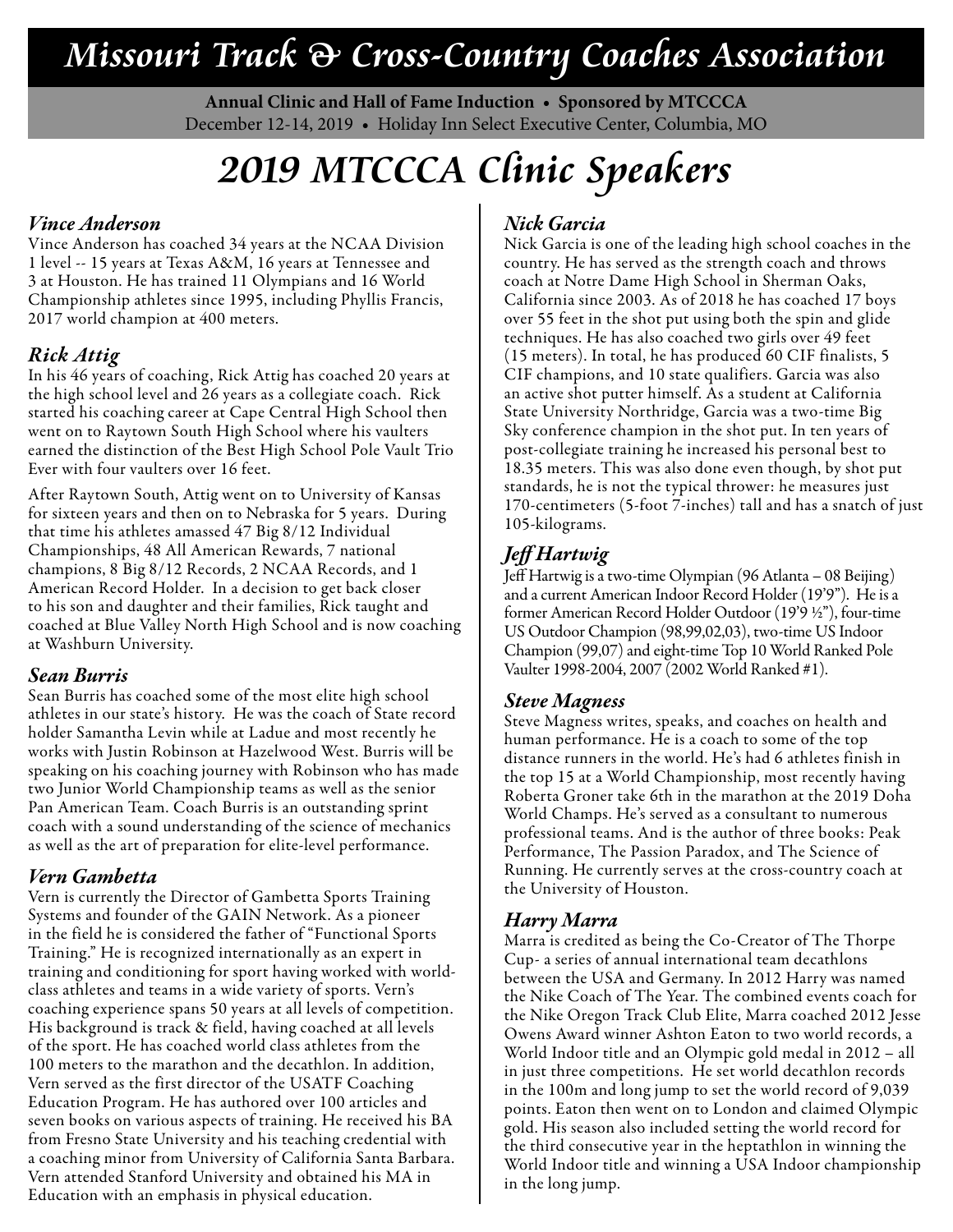# Missouri Track & Cross-Country Coaches Association

**Annual Clinic and Hall of Fame Induction • Sponsored by MTCCCA**
December 12-14, 2019 • Holiday Inn Select Executive Center, Columbia, MO

# 2019 MTCCCA Clinic Speakers

### *Vince Anderson*

Vince Anderson has coached 34 years at the NCAA Division 1 level -- 15 years at Texas A&M, 16 years at Tennessee and 3 at Houston. He has trained 11 Olympians and 16 World Championship athletes since 1995, including Phyllis Francis, 2017 world champion at 400 meters.

### *Rick Attig*

In his 46 years of coaching, Rick Attig has coached 20 years at the high school level and 26 years as a collegiate coach. Rick started his coaching career at Cape Central High School then went on to Raytown South High School where his vaulters earned the distinction of the Best High School Pole Vault Trio Ever with four vaulters over 16 feet.

After Raytown South, Attig went on to University of Kansas for sixteen years and then on to Nebraska for 5 years. During that time his athletes amassed 47 Big 8/12 Individual Championships, 48 All American Rewards, 7 national champions, 8 Big 8/12 Records, 2 NCAA Records, and 1 American Record Holder. In a decision to get back closer to his son and daughter and their families, Rick taught and coached at Blue Valley North High School and is now coaching at Washburn University.

### *Sean Burris*

Sean Burris has coached some of the most elite high school athletes in our state's history. He was the coach of State record holder Samantha Levin while at Ladue and most recently he works with Justin Robinson at Hazelwood West. Burris will be speaking on his coaching journey with Robinson who has made two Junior World Championship teams as well as the senior Pan American Team. Coach Burris is an outstanding sprint coach with a sound understanding of the science of mechanics as well as the art of preparation for elite-level performance.

### *Vern Gambetta*

Vern is currently the Director of Gambetta Sports Training Systems and founder of the GAIN Network. As a pioneer in the field he is considered the father of "Functional Sports Training." He is recognized internationally as an expert in training and conditioning for sport having worked with world-class athletes and teams in a wide variety of sports. Vern's coaching experience spans 50 years at all levels of competition. His background is track & field, having coached at all levels of the sport. He has coached world class athletes from the 100 meters to the marathon and the decathlon. In addition, Vern served as the first director of the USATF Coaching Education Program. He has authored over 100 articles and seven books on various aspects of training. He received his BA from Fresno State University and his teaching credential with a coaching minor from University of California Santa Barbara. Vern attended Stanford University and obtained his MA in Education with an emphasis in physical education.

### *Nick Garcia*

Nick Garcia is one of the leading high school coaches in the country. He has served as the strength coach and throws coach at Notre Dame High School in Sherman Oaks, California since 2003. As of 2018 he has coached 17 boys over 55 feet in the shot put using both the spin and glide techniques. He has also coached two girls over 49 feet (15 meters). In total, he has produced 60 CIF finalists, 5 CIF champions, and 10 state qualifiers. Garcia was also an active shot putter himself. As a student at California State University Northridge, Garcia was a two-time Big Sky conference champion in the shot put. In ten years of post-collegiate training he increased his personal best to 18.35 meters. This was also done even though, by shot put standards, he is not the typical thrower: he measures just 170-centimeters (5-foot 7-inches) tall and has a snatch of just 105-kilograms.

### *Jeff Hartwig*

Jeff Hartwig is a two-time Olympian (96 Atlanta – 08 Beijing) and a current American Indoor Record Holder (19'9"). He is a former American Record Holder Outdoor (19'9 ½"), four-time US Outdoor Champion (98,99,02,03), two-time US Indoor Champion (99,07) and eight-time Top 10 World Ranked Pole Vaulter 1998-2004, 2007 (2002 World Ranked #1).

### *Steve Magness*

Steve Magness writes, speaks, and coaches on health and human performance. He is a coach to some of the top distance runners in the world. He's had 6 athletes finish in the top 15 at a World Championship, most recently having Roberta Groner take 6th in the marathon at the 2019 Doha World Champs. He's served as a consultant to numerous professional teams. And is the author of three books: Peak Performance, The Passion Paradox, and The Science of Running. He currently serves at the cross-country coach at the University of Houston.

### *Harry Marra*

Marra is credited as being the Co-Creator of The Thorpe Cup- a series of annual international team decathlons between the USA and Germany. In 2012 Harry was named the Nike Coach of The Year. The combined events coach for the Nike Oregon Track Club Elite, Marra coached 2012 Jesse Owens Award winner Ashton Eaton to two world records, a World Indoor title and an Olympic gold medal in 2012 – all in just three competitions. He set world decathlon records in the 100m and long jump to set the world record of 9,039 points. Eaton then went on to London and claimed Olympic gold. His season also included setting the world record for the third consecutive year in the heptathlon in winning the World Indoor title and winning a USA Indoor championship in the long jump.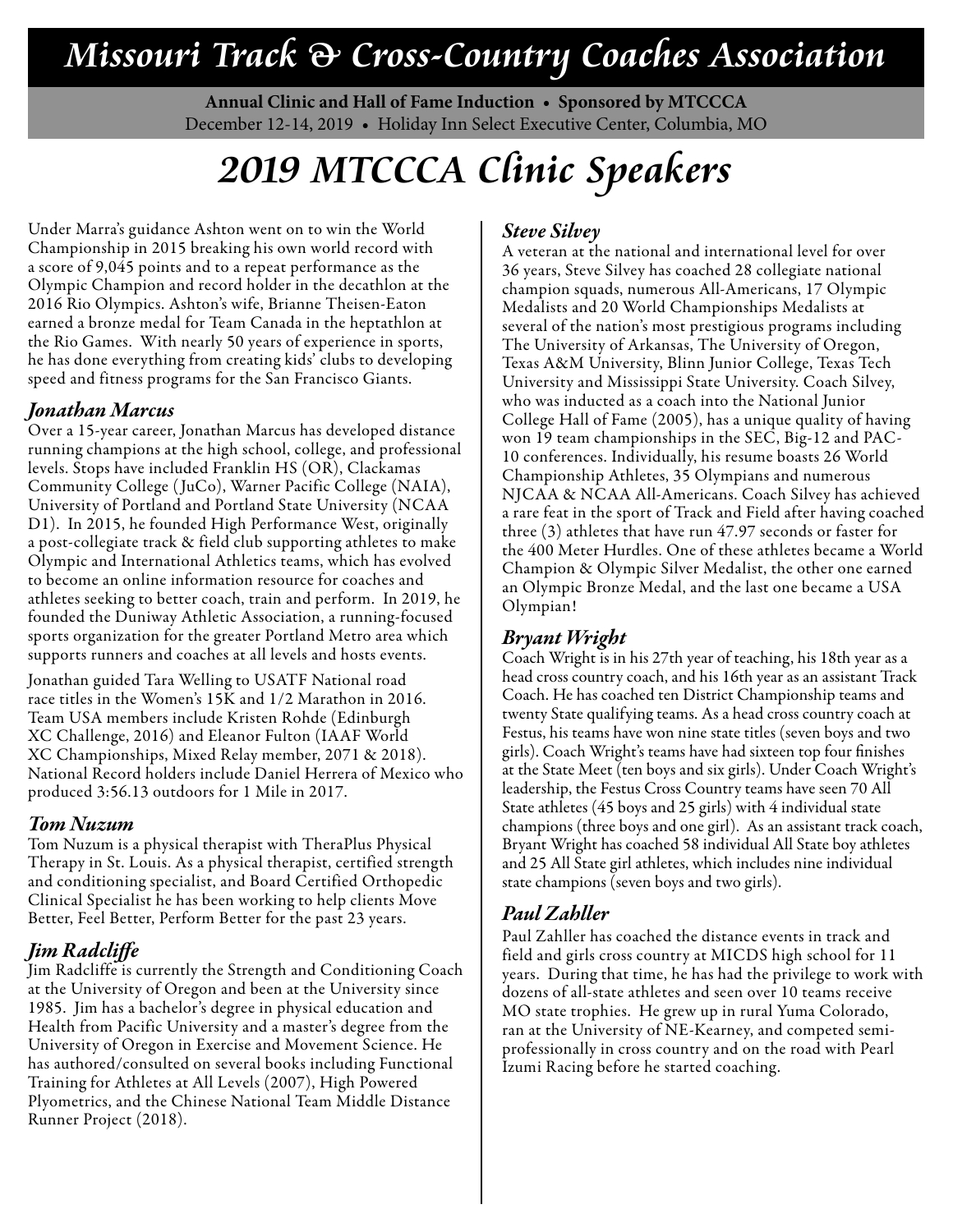# Missouri Track & Cross-Country Coaches Association

**Annual Clinic and Hall of Fame Induction • Sponsored by MTCCCA**
December 12-14, 2019 • Holiday Inn Select Executive Center, Columbia, MO

# 2019 MTCCCA Clinic Speakers

Under Marra's guidance Ashton went on to win the World Championship in 2015 breaking his own world record with a score of 9,045 points and to a repeat performance as the Olympic Champion and record holder in the decathlon at the 2016 Rio Olympics. Ashton's wife, Brianne Theisen-Eaton earned a bronze medal for Team Canada in the heptathlon at the Rio Games. With nearly 50 years of experience in sports, he has done everything from creating kids' clubs to developing speed and fitness programs for the San Francisco Giants.

### *Jonathan Marcus*

Over a 15-year career, Jonathan Marcus has developed distance running champions at the high school, college, and professional levels. Stops have included Franklin HS (OR), Clackamas Community College (JuCo), Warner Pacific College (NAIA), University of Portland and Portland State University (NCAA D1). In 2015, he founded High Performance West, originally a post-collegiate track & field club supporting athletes to make Olympic and International Athletics teams, which has evolved to become an online information resource for coaches and athletes seeking to better coach, train and perform. In 2019, he founded the Duniway Athletic Association, a running-focused sports organization for the greater Portland Metro area which supports runners and coaches at all levels and hosts events.

Jonathan guided Tara Welling to USATF National road race titles in the Women's 15K and 1/2 Marathon in 2016. Team USA members include Kristen Rohde (Edinburgh XC Challenge, 2016) and Eleanor Fulton (IAAF World XC Championships, Mixed Relay member, 2071 & 2018). National Record holders include Daniel Herrera of Mexico who produced 3:56.13 outdoors for 1 Mile in 2017.

### *Tom Nuzum*

Tom Nuzum is a physical therapist with TheraPlus Physical Therapy in St. Louis. As a physical therapist, certified strength and conditioning specialist, and Board Certified Orthopedic Clinical Specialist he has been working to help clients Move Better, Feel Better, Perform Better for the past 23 years.

### *Jim Radcliffe*

Jim Radcliffe is currently the Strength and Conditioning Coach at the University of Oregon and been at the University since 1985. Jim has a bachelor's degree in physical education and Health from Pacific University and a master's degree from the University of Oregon in Exercise and Movement Science. He has authored/consulted on several books including Functional Training for Athletes at All Levels (2007), High Powered Plyometrics, and the Chinese National Team Middle Distance Runner Project (2018).

### *Steve Silvey*

A veteran at the national and international level for over 36 years, Steve Silvey has coached 28 collegiate national champion squads, numerous All-Americans, 17 Olympic Medalists and 20 World Championships Medalists at several of the nation's most prestigious programs including The University of Arkansas, The University of Oregon, Texas A&M University, Blinn Junior College, Texas Tech University and Mississippi State University. Coach Silvey, who was inducted as a coach into the National Junior College Hall of Fame (2005), has a unique quality of having won 19 team championships in the SEC, Big-12 and PAC-10 conferences. Individually, his resume boasts 26 World Championship Athletes, 35 Olympians and numerous NJCAA & NCAA All-Americans. Coach Silvey has achieved a rare feat in the sport of Track and Field after having coached three (3) athletes that have run 47.97 seconds or faster for the 400 Meter Hurdles. One of these athletes became a World Champion & Olympic Silver Medalist, the other one earned an Olympic Bronze Medal, and the last one became a USA Olympian!

### *Bryant Wright*

Coach Wright is in his 27th year of teaching, his 18th year as a head cross country coach, and his 16th year as an assistant Track Coach. He has coached ten District Championship teams and twenty State qualifying teams. As a head cross country coach at Festus, his teams have won nine state titles (seven boys and two girls). Coach Wright's teams have had sixteen top four finishes at the State Meet (ten boys and six girls). Under Coach Wright's leadership, the Festus Cross Country teams have seen 70 All State athletes (45 boys and 25 girls) with 4 individual state champions (three boys and one girl). As an assistant track coach, Bryant Wright has coached 58 individual All State boy athletes and 25 All State girl athletes, which includes nine individual state champions (seven boys and two girls).

### *Paul Zahller*

Paul Zahller has coached the distance events in track and field and girls cross country at MICDS high school for 11 years. During that time, he has had the privilege to work with dozens of all-state athletes and seen over 10 teams receive MO state trophies. He grew up in rural Yuma Colorado, ran at the University of NE-Kearney, and competed semi-professionally in cross country and on the road with Pearl Izumi Racing before he started coaching.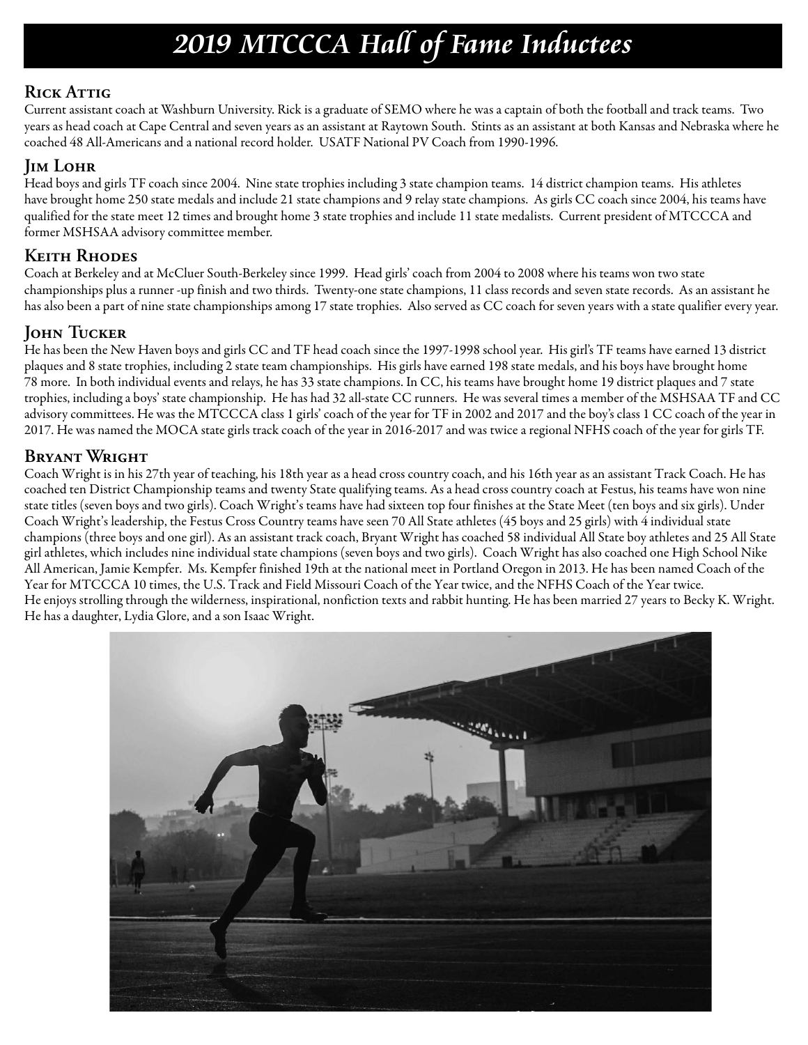# *2019 MTCCCA Hall of Fame Inductees*

## Rick Attig

Current assistant coach at Washburn University. Rick is a graduate of SEMO where he was a captain of both the football and track teams. Two years as head coach at Cape Central and seven years as an assistant at Raytown South. Stints as an assistant at both Kansas and Nebraska where he coached 48 All-Americans and a national record holder. USATF National PV Coach from 1990-1996.

## Jim Lohr

Head boys and girls TF coach since 2004. Nine state trophies including 3 state champion teams. 14 district champion teams. His athletes have brought home 250 state medals and include 21 state champions and 9 relay state champions. As girls CC coach since 2004, his teams have qualified for the state meet 12 times and brought home 3 state trophies and include 11 state medalists. Current president of MTCCCA and former MSHSAA advisory committee member.

## Keith Rhodes

Coach at Berkeley and at McCluer South-Berkeley since 1999. Head girls' coach from 2004 to 2008 where his teams won two state championships plus a runner -up finish and two thirds. Twenty-one state champions, 11 class records and seven state records. As an assistant he has also been a part of nine state championships among 17 state trophies. Also served as CC coach for seven years with a state qualifier every year.

## John Tucker

He has been the New Haven boys and girls CC and TF head coach since the 1997-1998 school year. His girl's TF teams have earned 13 district plaques and 8 state trophies, including 2 state team championships. His girls have earned 198 state medals, and his boys have brought home 78 more. In both individual events and relays, he has 33 state champions. In CC, his teams have brought home 19 district plaques and 7 state trophies, including a boys' state championship. He has had 32 all-state CC runners. He was several times a member of the MSHSAA TF and CC advisory committees. He was the MTCCCA class 1 girls' coach of the year for TF in 2002 and 2017 and the boy's class 1 CC coach of the year in 2017. He was named the MOCA state girls track coach of the year in 2016-2017 and was twice a regional NFHS coach of the year for girls TF.

## Bryant Wright

Coach Wright is in his 27th year of teaching, his 18th year as a head cross country coach, and his 16th year as an assistant Track Coach. He has coached ten District Championship teams and twenty State qualifying teams. As a head cross country coach at Festus, his teams have won nine state titles (seven boys and two girls). Coach Wright's teams have had sixteen top four finishes at the State Meet (ten boys and six girls). Under Coach Wright's leadership, the Festus Cross Country teams have seen 70 All State athletes (45 boys and 25 girls) with 4 individual state champions (three boys and one girl). As an assistant track coach, Bryant Wright has coached 58 individual All State boy athletes and 25 All State girl athletes, which includes nine individual state champions (seven boys and two girls). Coach Wright has also coached one High School Nike All American, Jamie Kempfer. Ms. Kempfer finished 19th at the national meet in Portland Oregon in 2013. He has been named Coach of the Year for MTCCCA 10 times, the U.S. Track and Field Missouri Coach of the Year twice, and the NFHS Coach of the Year twice.

He enjoys strolling through the wilderness, inspirational, nonfiction texts and rabbit hunting. He has been married 27 years to Becky K. Wright. He has a daughter, Lydia Glore, and a son Isaac Wright.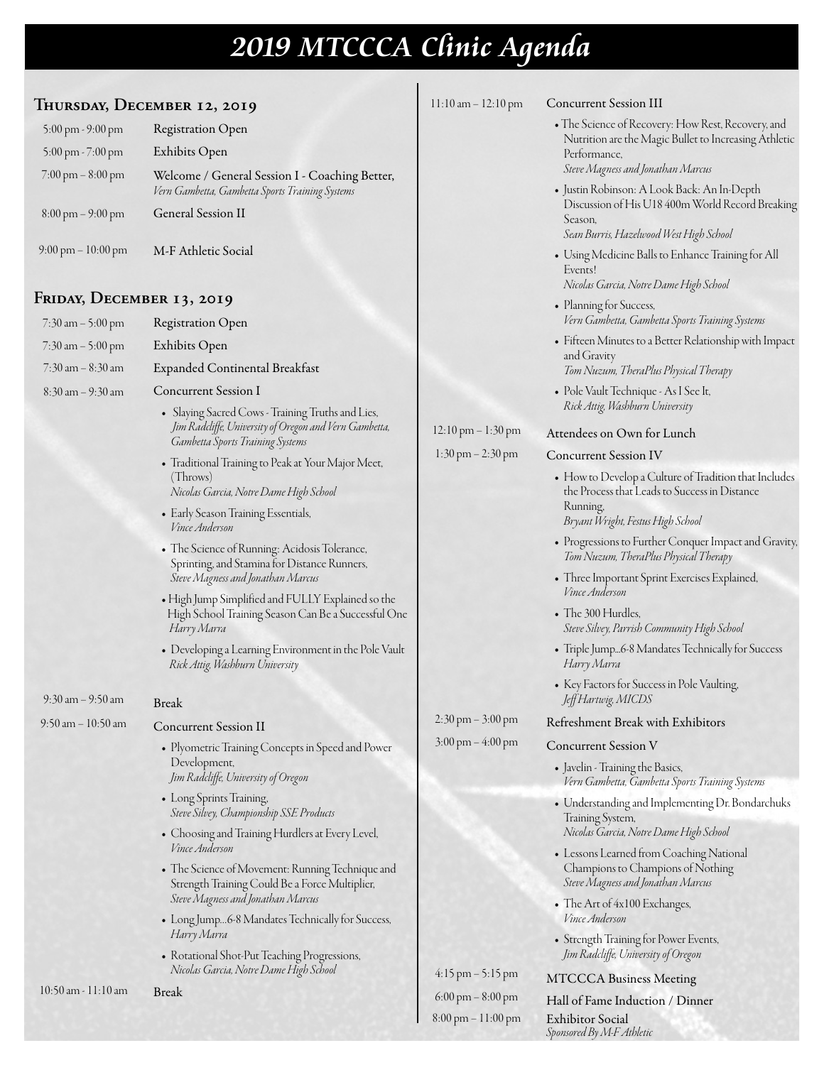# 2019 MTCCCA Clinic Agenda

## Thursday, December 12, 2019

| | |
|---|---|
| 5:00 pm - 9:00 pm | Registration Open |
| 5:00 pm - 7:00 pm | Exhibits Open |
| 7:00 pm – 8:00 pm | Welcome / General Session I - Coaching Better, *Vern Gambetta, Gambetta Sports Training Systems* |
| 8:00 pm – 9:00 pm | General Session II |
| 9:00 pm – 10:00 pm | M-F Athletic Social |

## Friday, December 13, 2019

**7:30 am – 5:00 pm** Registration Open

**7:30 am – 5:00 pm** Exhibits Open

**7:30 am – 8:30 am** Expanded Continental Breakfast

**8:30 am – 9:30 am** Concurrent Session I

- Slaying Sacred Cows - Training Truths and Lies, *Jim Radcliffe, University of Oregon and Vern Gambetta, Gambetta Sports Training Systems*
- Traditional Training to Peak at Your Major Meet, (Throws) *Nicolas Garcia, Notre Dame High School*
- Early Season Training Essentials, *Vince Anderson*
- The Science of Running: Acidosis Tolerance, Sprinting, and Stamina for Distance Runners, *Steve Magness and Jonathan Marcus*
- High Jump Simplified and FULLY Explained so the High School Training Season Can Be a Successful One *Harry Marra*
- Developing a Learning Environment in the Pole Vault *Rick Attig, Washburn University*

**9:30 am – 9:50 am** Break

**9:50 am – 10:50 am** Concurrent Session II

- Plyometric Training Concepts in Speed and Power Development, *Jim Radcliffe, University of Oregon*
- Long Sprints Training, *Steve Silvey, Championship SSE Products*
- Choosing and Training Hurdlers at Every Level, *Vince Anderson*
- The Science of Movement: Running Technique and Strength Training Could Be a Force Multiplier, *Steve Magness and Jonathan Marcus*
- Long Jump...6-8 Mandates Technically for Success, *Harry Marra*
- Rotational Shot-Put Teaching Progressions, *Nicolas Garcia, Notre Dame High School*

**10:50 am - 11:10 am** Break

**11:10 am – 12:10 pm** Concurrent Session III

- The Science of Recovery: How Rest, Recovery, and Nutrition are the Magic Bullet to Increasing Athletic Performance, *Steve Magness and Jonathan Marcus*
- Justin Robinson: A Look Back: An In-Depth Discussion of His U18 400m World Record Breaking Season, *Sean Burris, Hazelwood West High School*
- Using Medicine Balls to Enhance Training for All Events! *Nicolas Garcia, Notre Dame High School*
- Planning for Success, *Vern Gambetta, Gambetta Sports Training Systems*
- Fifteen Minutes to a Better Relationship with Impact and Gravity *Tom Nuzum, TheraPlus Physical Therapy*
- Pole Vault Technique - As I See It, *Rick Attig, Washburn University*

**12:10 pm – 1:30 pm** Attendees on Own for Lunch

**1:30 pm – 2:30 pm** Concurrent Session IV

- How to Develop a Culture of Tradition that Includes the Process that Leads to Success in Distance Running, *Bryant Wright, Festus High School*
- Progressions to Further Conquer Impact and Gravity, *Tom Nuzum, TheraPlus Physical Therapy*
- Three Important Sprint Exercises Explained, *Vince Anderson*
- The 300 Hurdles, *Steve Silvey, Parrish Community High School*
- Triple Jump...6-8 Mandates Technically for Success *Harry Marra*
- Key Factors for Success in Pole Vaulting, *Jeff Hartwig, MICDS*

**2:30 pm – 3:00 pm** Refreshment Break with Exhibitors

**3:00 pm – 4:00 pm** Concurrent Session V

- Javelin - Training the Basics, *Vern Gambetta, Gambetta Sports Training Systems*
- Understanding and Implementing Dr. Bondarchuks Training System, *Nicolas Garcia, Notre Dame High School*
- Lessons Learned from Coaching National Champions to Champions of Nothing *Steve Magness and Jonathan Marcus*
- The Art of 4x100 Exchanges, *Vince Anderson*
- Strength Training for Power Events, *Jim Radcliffe, University of Oregon*

**4:15 pm – 5:15 pm** MTCCCA Business Meeting

**6:00 pm – 8:00 pm** Hall of Fame Induction / Dinner

**8:00 pm – 11:00 pm** Exhibitor Social *Sponsored By M-F Athletic*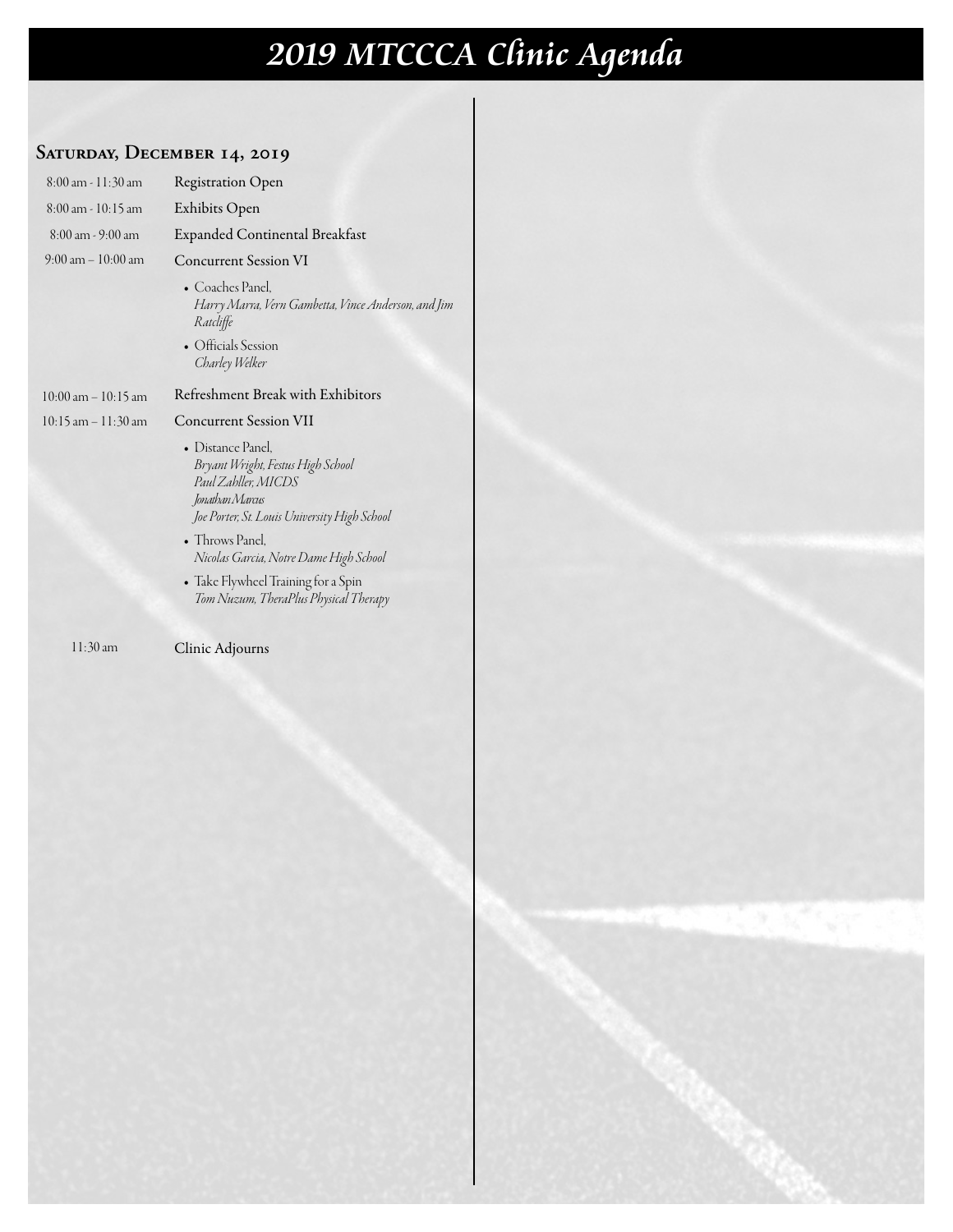# *2019 MTCCCA Clinic Agenda*

## Saturday, December 14, 2019

8:00 am - 11:30 am — Registration Open

8:00 am - 10:15 am — Exhibits Open

8:00 am - 9:00 am — Expanded Continental Breakfast

9:00 am – 10:00 am — Concurrent Session VI

- Coaches Panel,
  *Harry Marra, Vern Gambetta, Vince Anderson, and Jim Ratcliffe*
- Officials Session
  *Charley Welker*

10:00 am – 10:15 am — Refreshment Break with Exhibitors

10:15 am – 11:30 am — Concurrent Session VII

- Distance Panel,
  *Bryant Wright, Festus High School*
  *Paul Zahller, MICDS*
  *Jonathan Marcus*
  *Joe Porter, St. Louis University High School*
- Throws Panel,
  *Nicolas Garcia, Notre Dame High School*
- Take Flywheel Training for a Spin
  *Tom Nuzum, TheraPlus Physical Therapy*

11:30 am — Clinic Adjourns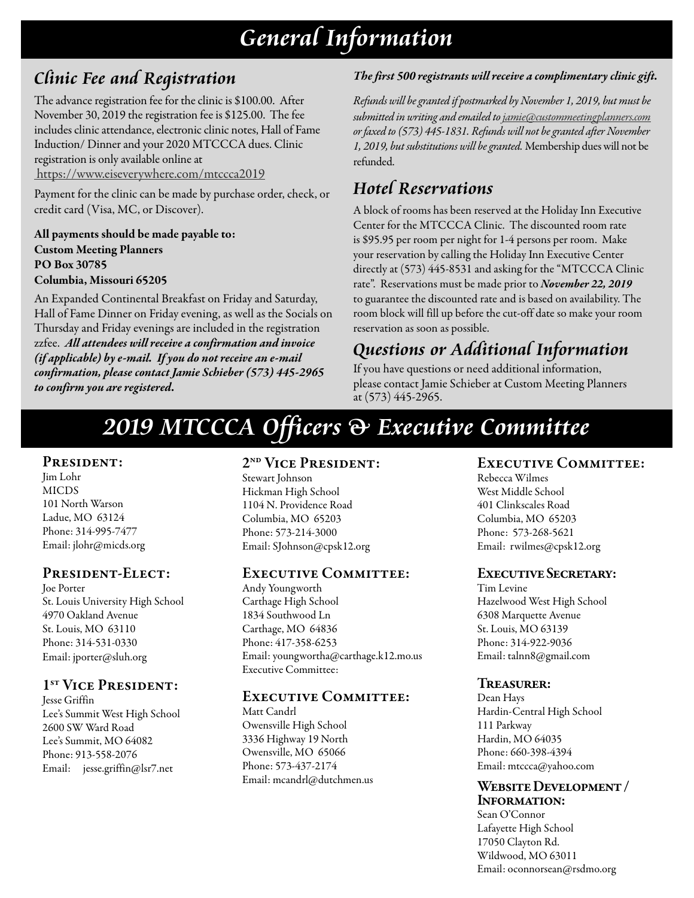# General Information

## Clinic Fee and Registration

The advance registration fee for the clinic is $100.00. After November 30, 2019 the registration fee is $125.00. The fee includes clinic attendance, electronic clinic notes, Hall of Fame Induction/ Dinner and your 2020 MTCCCA dues. Clinic registration is only available online at https://www.eiseverywhere.com/mtccca2019

Payment for the clinic can be made by purchase order, check, or credit card (Visa, MC, or Discover).

**All payments should be made payable to:**
**Custom Meeting Planners**
**PO Box 30785**
**Columbia, Missouri 65205**

An Expanded Continental Breakfast on Friday and Saturday, Hall of Fame Dinner on Friday evening, as well as the Socials on Thursday and Friday evenings are included in the registration zzfee. ***All attendees will receive a confirmation and invoice (if applicable) by e-mail. If you do not receive an e-mail confirmation, please contact Jamie Schieber (573) 445-2965 to confirm you are registered.***

***The first 500 registrants will receive a complimentary clinic gift.***

*Refunds will be granted if postmarked by November 1, 2019, but must be submitted in writing and emailed to jamie@custommeetingplanners.com or faxed to (573) 445-1831. Refunds will not be granted after November 1, 2019, but substitutions will be granted.* Membership dues will not be refunded.

## Hotel Reservations

A block of rooms has been reserved at the Holiday Inn Executive Center for the MTCCCA Clinic. The discounted room rate is $95.95 per room per night for 1-4 persons per room. Make your reservation by calling the Holiday Inn Executive Center directly at (573) 445-8531 and asking for the "MTCCCA Clinic rate". Reservations must be made prior to ***November 22, 2019*** to guarantee the discounted rate and is based on availability. The room block will fill up before the cut-off date so make your room reservation as soon as possible.

## Questions or Additional Information

If you have questions or need additional information, please contact Jamie Schieber at Custom Meeting Planners at (573) 445-2965.

# 2019 MTCCCA Officers & Executive Committee

### President:
Jim Lohr
MICDS
101 North Warson
Ladue, MO 63124
Phone: 314-995-7477
Email: jlohr@micds.org

### President-Elect:
Joe Porter
St. Louis University High School
4970 Oakland Avenue
St. Louis, MO 63110
Phone: 314-531-0330
Email: jporter@sluh.org

### 1st Vice President:
Jesse Griffin
Lee's Summit West High School
2600 SW Ward Road
Lee's Summit, MO 64082
Phone: 913-558-2076
Email: jesse.griffin@lsr7.net

### 2nd Vice President:
Stewart Johnson
Hickman High School
1104 N. Providence Road
Columbia, MO 65203
Phone: 573-214-3000
Email: SJohnson@cpsk12.org

### Executive Committee:
Andy Youngworth
Carthage High School
1834 Southwood Ln
Carthage, MO 64836
Phone: 417-358-6253
Email: youngwortha@carthage.k12.mo.us
Executive Committee:

### Executive Committee:
Matt Candrl
Owensville High School
3336 Highway 19 North
Owensville, MO 65066
Phone: 573-437-2174
Email: mcandrl@dutchmen.us

### Executive Committee:
Rebecca Wilmes
West Middle School
401 Clinkscales Road
Columbia, MO 65203
Phone: 573-268-5621
Email: rwilmes@cpsk12.org

### Executive Secretary:
Tim Levine
Hazelwood West High School
6308 Marquette Avenue
St. Louis, MO 63139
Phone: 314-922-9036
Email: talnn8@gmail.com

### Treasurer:
Dean Hays
Hardin-Central High School
111 Parkway
Hardin, MO 64035
Phone: 660-398-4394
Email: mtccca@yahoo.com

### Website Development / Information:
Sean O'Connor
Lafayette High School
17050 Clayton Rd.
Wildwood, MO 63011
Email: oconnorsean@rsdmo.org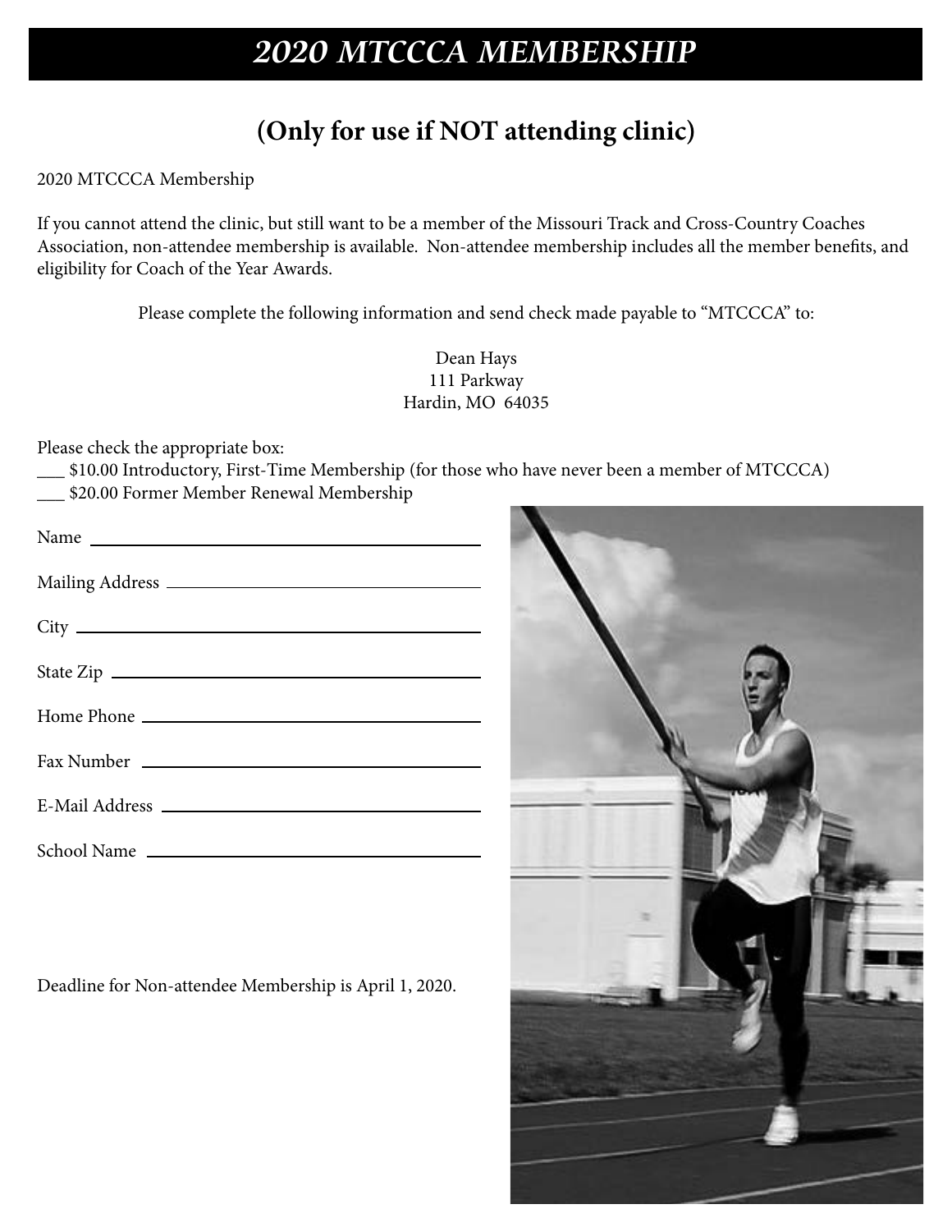# *2020 MTCCCA MEMBERSHIP*

## (Only for use if NOT attending clinic)

2020 MTCCCA Membership

If you cannot attend the clinic, but still want to be a member of the Missouri Track and Cross-Country Coaches Association, non-attendee membership is available. Non-attendee membership includes all the member benefits, and eligibility for Coach of the Year Awards.

Please complete the following information and send check made payable to "MTCCCA" to:

Dean Hays
111 Parkway
Hardin, MO 64035

Please check the appropriate box:

___ $10.00 Introductory, First-Time Membership (for those who have never been a member of MTCCCA)

___ $20.00 Former Member Renewal Membership

Name ____________________________________

Mailing Address ____________________________________

City ____________________________________

State Zip ____________________________________

Home Phone ____________________________________

Fax Number ____________________________________

E-Mail Address ____________________________________

School Name ____________________________________

Deadline for Non-attendee Membership is April 1, 2020.